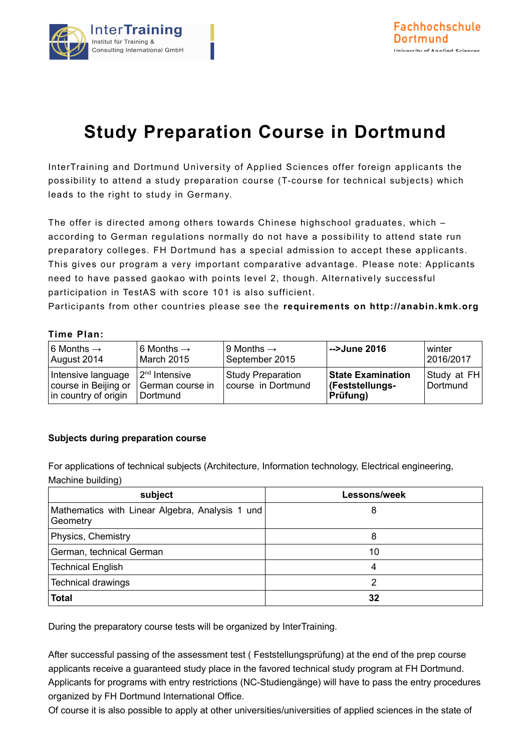# Study Preparation Course in Dortmund

InterTraining and Dortmund University of Applied Sciences offer foreign applicants the possibility to attend a study preparation course (T-course for technical subjects) which leads to the right to study in Germany.

The offer is directed among others towards Chinese highschool graduates, which – according to German regulations normally do not have a possibility to attend state run preparatory colleges. FH Dortmund has a special admission to accept these applicants. This gives our program a very important comparative advantage. Please note: Applicants need to have passed gaokao with points level 2, though. Alternatively successful participation in TestAS with score 101 is also sufficient.
Participants from other countries please see the **requirements on http://anabin.kmk.org**

**Time Plan:**

| 6 Months → August 2014 | 6 Months → March 2015 | 9 Months → September 2015 | **-->June 2016** | winter 2016/2017 |
|---|---|---|---|---|
| Intensive language course in Beijing or in country of origin | 2nd Intensive German course in Dortmund | Study Preparation course in Dortmund | **State Examination (Feststellungs-Prüfung)** | Study at FH Dortmund |

**Subjects during preparation course**

For applications of technical subjects (Architecture, Information technology, Electrical engineering, Machine building)

| subject | Lessons/week |
|---|---|
| Mathematics with Linear Algebra, Analysis 1 und Geometry | 8 |
| Physics, Chemistry | 8 |
| German, technical German | 10 |
| Technical English | 4 |
| Technical drawings | 2 |
| **Total** | **32** |

During the preparatory course tests will be organized by InterTraining.

After successful passing of the assessment test ( Feststellungsprüfung) at the end of the prep course applicants receive a guaranteed study place in the favored technical study program at FH Dortmund. Applicants for programs with entry restrictions (NC-Studiengänge) will have to pass the entry procedures organized by FH Dortmund International Office.
Of course it is also possible to apply at other universities/universities of applied sciences in the state of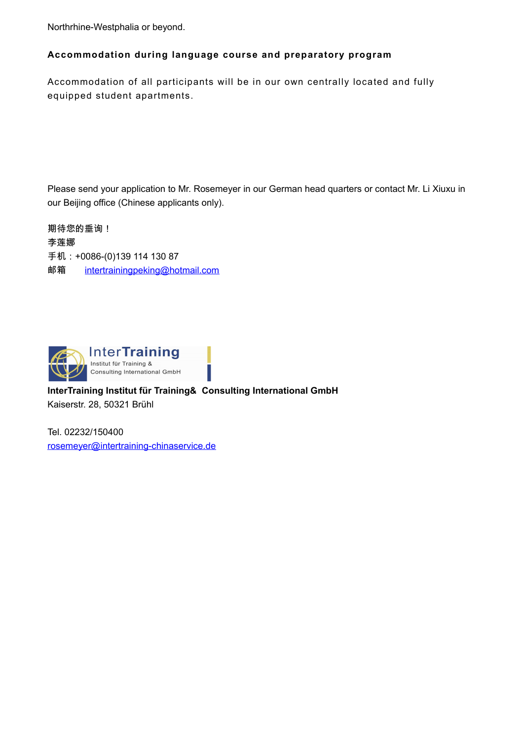Northrhine-Westphalia or beyond.

**Accommodation during language course and preparatory program**

Accommodation of all participants will be in our own centrally located and fully equipped student apartments.

Please send your application to Mr. Rosemeyer in our German head quarters or contact Mr. Li Xiuxu in our Beijing office (Chinese applicants only).

期待您的垂询！
李莲娜
手机：+0086-(0)139 114 130 87
邮箱 intertrainingpeking@hotmail.com

InterTraining
Institut für Training &
Consulting International GmbH

**InterTraining Institut für Training& Consulting International GmbH**
Kaiserstr. 28, 50321 Brühl

Tel. 02232/150400
rosemeyer@intertraining-chinaservice.de